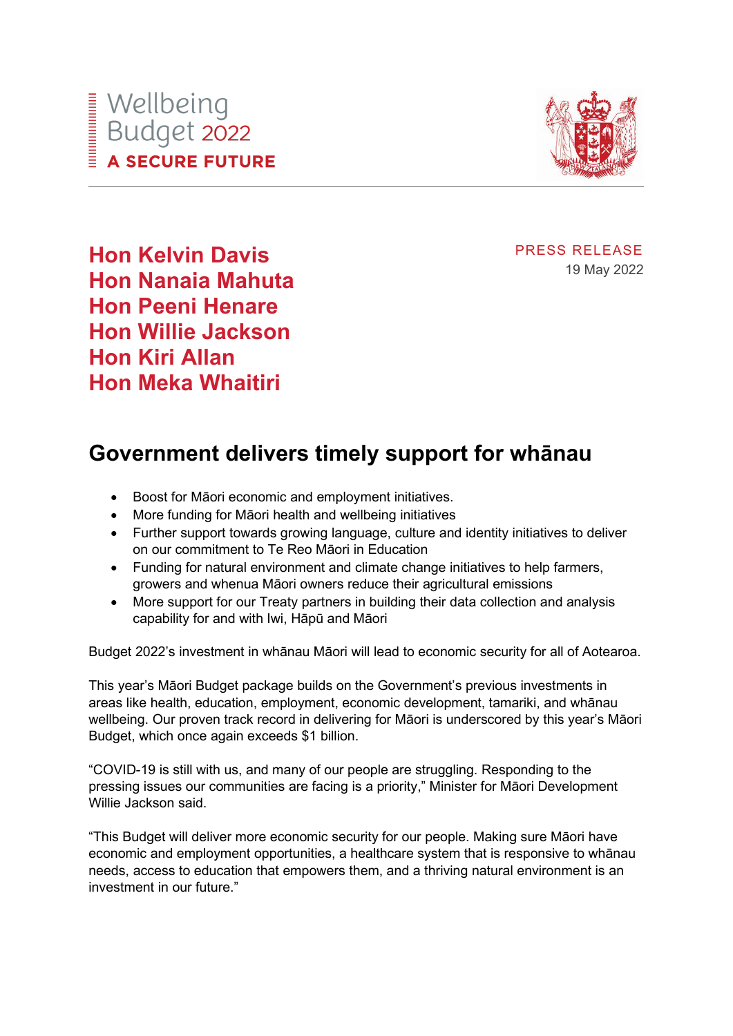Wellbeing Budget 2022
**A SECURE FUTURE**

**Hon Kelvin Davis**
**Hon Nanaia Mahuta**
**Hon Peeni Henare**
**Hon Willie Jackson**
**Hon Kiri Allan**
**Hon Meka Whaitiri**

PRESS RELEASE
19 May 2022

# Government delivers timely support for whānau

- Boost for Māori economic and employment initiatives.
- More funding for Māori health and wellbeing initiatives
- Further support towards growing language, culture and identity initiatives to deliver on our commitment to Te Reo Māori in Education
- Funding for natural environment and climate change initiatives to help farmers, growers and whenua Māori owners reduce their agricultural emissions
- More support for our Treaty partners in building their data collection and analysis capability for and with Iwi, Hāpū and Māori

Budget 2022's investment in whānau Māori will lead to economic security for all of Aotearoa.

This year's Māori Budget package builds on the Government's previous investments in areas like health, education, employment, economic development, tamariki, and whānau wellbeing. Our proven track record in delivering for Māori is underscored by this year's Māori Budget, which once again exceeds $1 billion.

"COVID-19 is still with us, and many of our people are struggling. Responding to the pressing issues our communities are facing is a priority," Minister for Māori Development Willie Jackson said.

"This Budget will deliver more economic security for our people. Making sure Māori have economic and employment opportunities, a healthcare system that is responsive to whānau needs, access to education that empowers them, and a thriving natural environment is an investment in our future."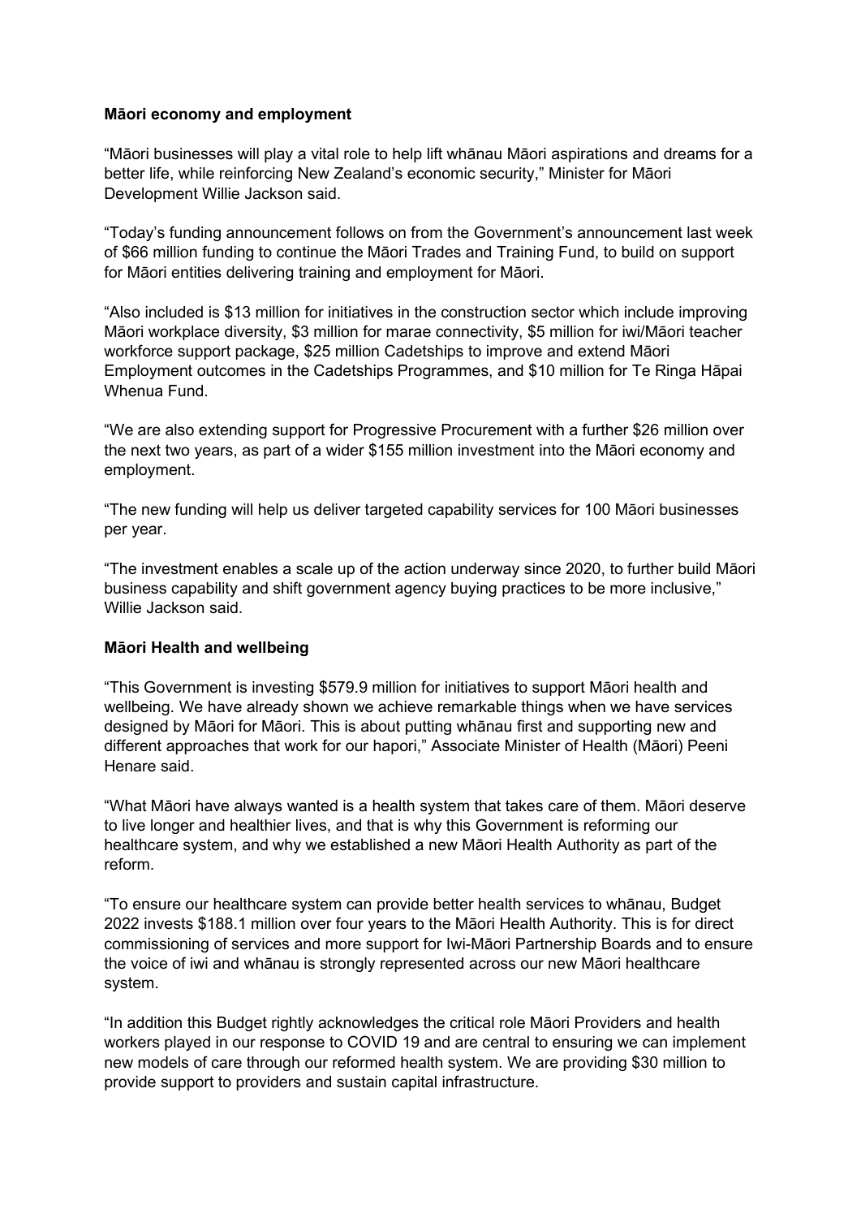**Māori economy and employment**

“Māori businesses will play a vital role to help lift whānau Māori aspirations and dreams for a better life, while reinforcing New Zealand’s economic security,” Minister for Māori Development Willie Jackson said.

“Today’s funding announcement follows on from the Government’s announcement last week of $66 million funding to continue the Māori Trades and Training Fund, to build on support for Māori entities delivering training and employment for Māori.

“Also included is $13 million for initiatives in the construction sector which include improving Māori workplace diversity, $3 million for marae connectivity, $5 million for iwi/Māori teacher workforce support package, $25 million Cadetships to improve and extend Māori Employment outcomes in the Cadetships Programmes, and $10 million for Te Ringa Hāpai Whenua Fund.

“We are also extending support for Progressive Procurement with a further $26 million over the next two years, as part of a wider $155 million investment into the Māori economy and employment.

“The new funding will help us deliver targeted capability services for 100 Māori businesses per year.

“The investment enables a scale up of the action underway since 2020, to further build Māori business capability and shift government agency buying practices to be more inclusive,” Willie Jackson said.

**Māori Health and wellbeing**

“This Government is investing $579.9 million for initiatives to support Māori health and wellbeing. We have already shown we achieve remarkable things when we have services designed by Māori for Māori. This is about putting whānau first and supporting new and different approaches that work for our hapori,” Associate Minister of Health (Māori) Peeni Henare said.

“What Māori have always wanted is a health system that takes care of them. Māori deserve to live longer and healthier lives, and that is why this Government is reforming our healthcare system, and why we established a new Māori Health Authority as part of the reform.

“To ensure our healthcare system can provide better health services to whānau, Budget 2022 invests $188.1 million over four years to the Māori Health Authority. This is for direct commissioning of services and more support for Iwi-Māori Partnership Boards and to ensure the voice of iwi and whānau is strongly represented across our new Māori healthcare system.

“In addition this Budget rightly acknowledges the critical role Māori Providers and health workers played in our response to COVID 19 and are central to ensuring we can implement new models of care through our reformed health system. We are providing $30 million to provide support to providers and sustain capital infrastructure.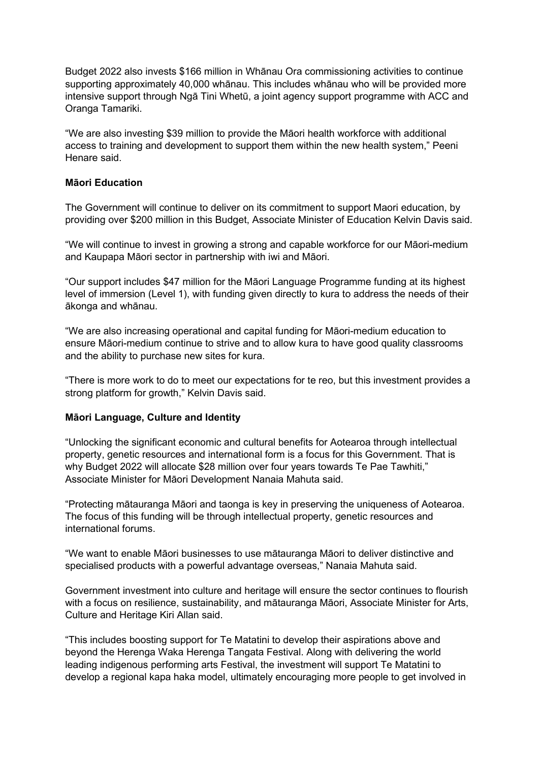Budget 2022 also invests $166 million in Whānau Ora commissioning activities to continue supporting approximately 40,000 whānau. This includes whānau who will be provided more intensive support through Ngā Tini Whetū, a joint agency support programme with ACC and Oranga Tamariki.

“We are also investing $39 million to provide the Māori health workforce with additional access to training and development to support them within the new health system,” Peeni Henare said.

**Māori Education**

The Government will continue to deliver on its commitment to support Maori education, by providing over $200 million in this Budget, Associate Minister of Education Kelvin Davis said.

“We will continue to invest in growing a strong and capable workforce for our Māori-medium and Kaupapa Māori sector in partnership with iwi and Māori.

“Our support includes $47 million for the Māori Language Programme funding at its highest level of immersion (Level 1), with funding given directly to kura to address the needs of their ākonga and whānau.

“We are also increasing operational and capital funding for Māori-medium education to ensure Māori-medium continue to strive and to allow kura to have good quality classrooms and the ability to purchase new sites for kura.

“There is more work to do to meet our expectations for te reo, but this investment provides a strong platform for growth,” Kelvin Davis said.

**Māori Language, Culture and Identity**

“Unlocking the significant economic and cultural benefits for Aotearoa through intellectual property, genetic resources and international form is a focus for this Government. That is why Budget 2022 will allocate $28 million over four years towards Te Pae Tawhiti,” Associate Minister for Māori Development Nanaia Mahuta said.

“Protecting mātauranga Māori and taonga is key in preserving the uniqueness of Aotearoa. The focus of this funding will be through intellectual property, genetic resources and international forums.

“We want to enable Māori businesses to use mātauranga Māori to deliver distinctive and specialised products with a powerful advantage overseas,” Nanaia Mahuta said.

Government investment into culture and heritage will ensure the sector continues to flourish with a focus on resilience, sustainability, and mātauranga Māori, Associate Minister for Arts, Culture and Heritage Kiri Allan said.

“This includes boosting support for Te Matatini to develop their aspirations above and beyond the Herenga Waka Herenga Tangata Festival. Along with delivering the world leading indigenous performing arts Festival, the investment will support Te Matatini to develop a regional kapa haka model, ultimately encouraging more people to get involved in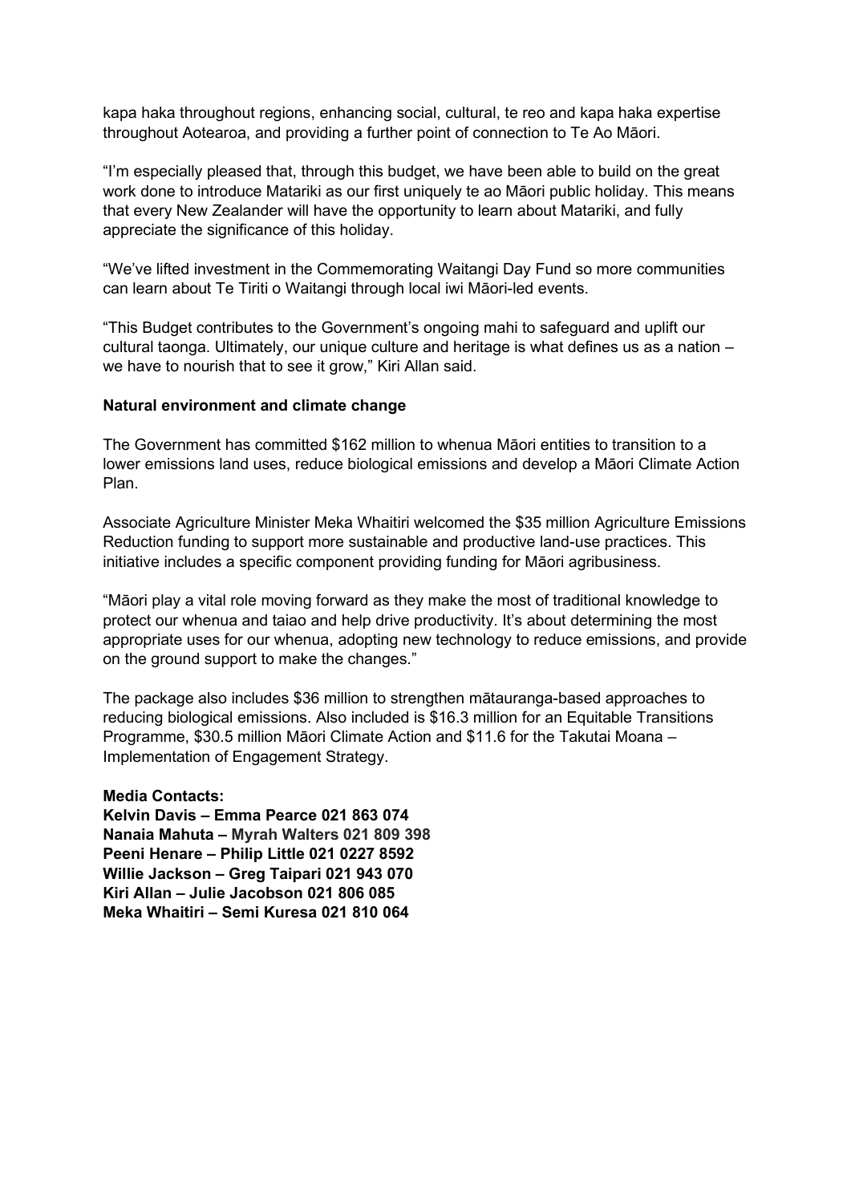kapa haka throughout regions, enhancing social, cultural, te reo and kapa haka expertise throughout Aotearoa, and providing a further point of connection to Te Ao Māori.

"I'm especially pleased that, through this budget, we have been able to build on the great work done to introduce Matariki as our first uniquely te ao Māori public holiday. This means that every New Zealander will have the opportunity to learn about Matariki, and fully appreciate the significance of this holiday.

"We've lifted investment in the Commemorating Waitangi Day Fund so more communities can learn about Te Tiriti o Waitangi through local iwi Māori-led events.

"This Budget contributes to the Government's ongoing mahi to safeguard and uplift our cultural taonga. Ultimately, our unique culture and heritage is what defines us as a nation – we have to nourish that to see it grow," Kiri Allan said.

**Natural environment and climate change**

The Government has committed $162 million to whenua Māori entities to transition to a lower emissions land uses, reduce biological emissions and develop a Māori Climate Action Plan.

Associate Agriculture Minister Meka Whaitiri welcomed the $35 million Agriculture Emissions Reduction funding to support more sustainable and productive land-use practices. This initiative includes a specific component providing funding for Māori agribusiness.

"Māori play a vital role moving forward as they make the most of traditional knowledge to protect our whenua and taiao and help drive productivity. It's about determining the most appropriate uses for our whenua, adopting new technology to reduce emissions, and provide on the ground support to make the changes."

The package also includes $36 million to strengthen mātauranga-based approaches to reducing biological emissions. Also included is $16.3 million for an Equitable Transitions Programme, $30.5 million Māori Climate Action and $11.6 for the Takutai Moana – Implementation of Engagement Strategy.

**Media Contacts:**
**Kelvin Davis – Emma Pearce 021 863 074**
**Nanaia Mahuta – Myrah Walters 021 809 398**
**Peeni Henare – Philip Little 021 0227 8592**
**Willie Jackson – Greg Taipari 021 943 070**
**Kiri Allan – Julie Jacobson 021 806 085**
**Meka Whaitiri – Semi Kuresa 021 810 064**